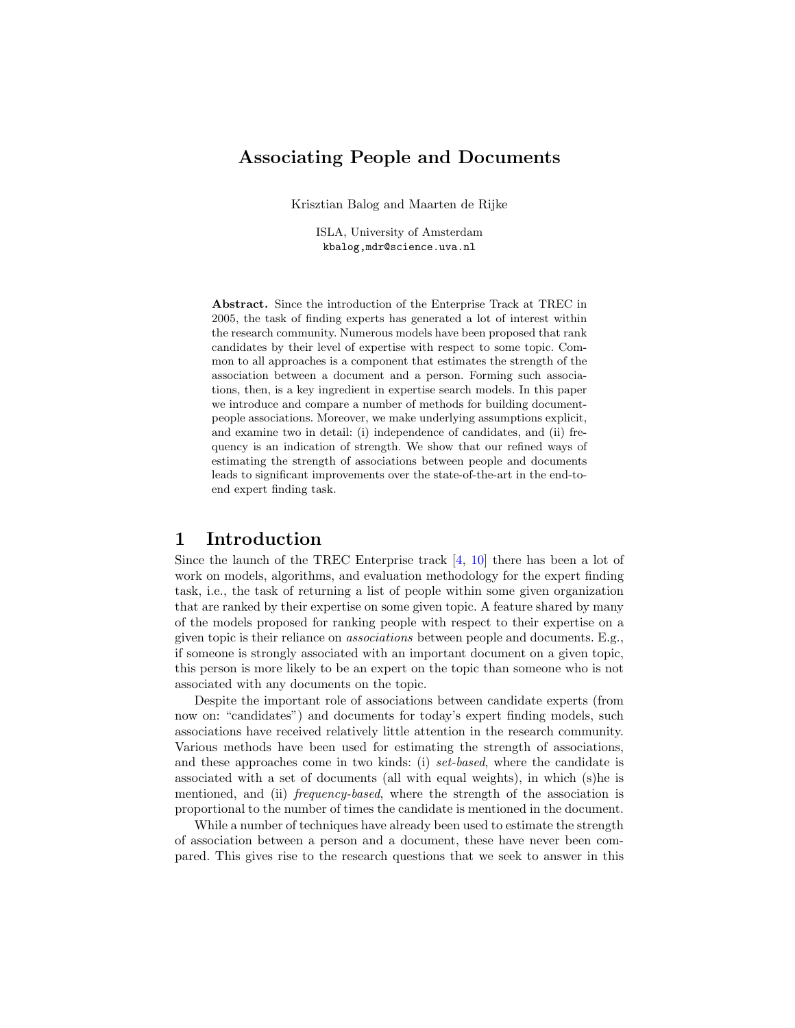# Associating People and Documents

Krisztian Balog and Maarten de Rijke

ISLA, University of Amsterdam
kbalog,mdr@science.uva.nl

**Abstract.** Since the introduction of the Enterprise Track at TREC in 2005, the task of finding experts has generated a lot of interest within the research community. Numerous models have been proposed that rank candidates by their level of expertise with respect to some topic. Common to all approaches is a component that estimates the strength of the association between a document and a person. Forming such associations, then, is a key ingredient in expertise search models. In this paper we introduce and compare a number of methods for building document-people associations. Moreover, we make underlying assumptions explicit, and examine two in detail: (i) independence of candidates, and (ii) frequency is an indication of strength. We show that our refined ways of estimating the strength of associations between people and documents leads to significant improvements over the state-of-the-art in the end-to-end expert finding task.

## 1 Introduction

Since the launch of the TREC Enterprise track [4, 10] there has been a lot of work on models, algorithms, and evaluation methodology for the expert finding task, i.e., the task of returning a list of people within some given organization that are ranked by their expertise on some given topic. A feature shared by many of the models proposed for ranking people with respect to their expertise on a given topic is their reliance on *associations* between people and documents. E.g., if someone is strongly associated with an important document on a given topic, this person is more likely to be an expert on the topic than someone who is not associated with any documents on the topic.

Despite the important role of associations between candidate experts (from now on: "candidates") and documents for today's expert finding models, such associations have received relatively little attention in the research community. Various methods have been used for estimating the strength of associations, and these approaches come in two kinds: (i) *set-based*, where the candidate is associated with a set of documents (all with equal weights), in which (s)he is mentioned, and (ii) *frequency-based*, where the strength of the association is proportional to the number of times the candidate is mentioned in the document.

While a number of techniques have already been used to estimate the strength of association between a person and a document, these have never been compared. This gives rise to the research questions that we seek to answer in this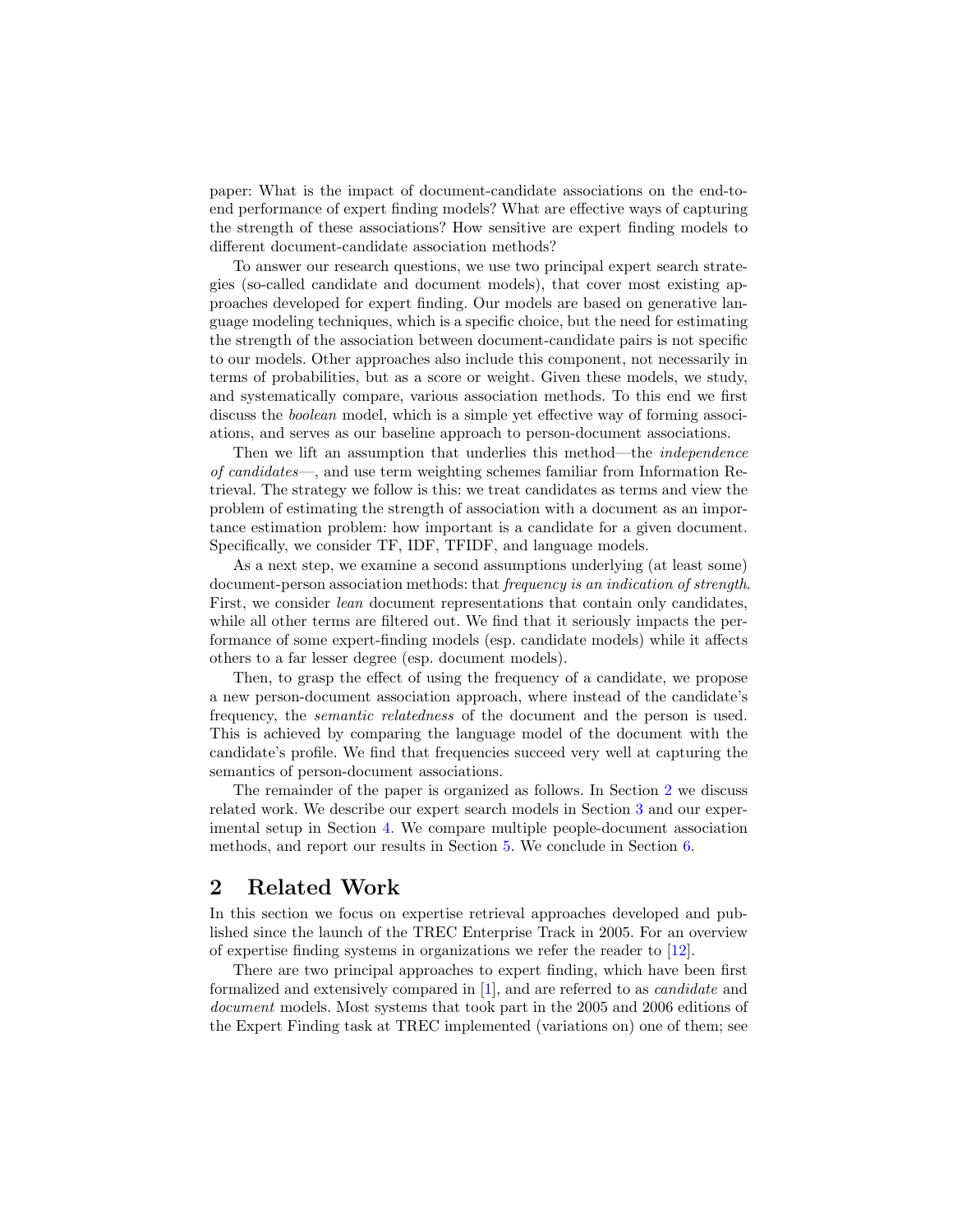paper: What is the impact of document-candidate associations on the end-to-end performance of expert finding models? What are effective ways of capturing the strength of these associations? How sensitive are expert finding models to different document-candidate association methods?

To answer our research questions, we use two principal expert search strategies (so-called candidate and document models), that cover most existing approaches developed for expert finding. Our models are based on generative language modeling techniques, which is a specific choice, but the need for estimating the strength of the association between document-candidate pairs is not specific to our models. Other approaches also include this component, not necessarily in terms of probabilities, but as a score or weight. Given these models, we study, and systematically compare, various association methods. To this end we first discuss the *boolean* model, which is a simple yet effective way of forming associations, and serves as our baseline approach to person-document associations.

Then we lift an assumption that underlies this method—the *independence of candidates*—, and use term weighting schemes familiar from Information Retrieval. The strategy we follow is this: we treat candidates as terms and view the problem of estimating the strength of association with a document as an importance estimation problem: how important is a candidate for a given document. Specifically, we consider TF, IDF, TFIDF, and language models.

As a next step, we examine a second assumptions underlying (at least some) document-person association methods: that *frequency is an indication of strength*. First, we consider *lean* document representations that contain only candidates, while all other terms are filtered out. We find that it seriously impacts the performance of some expert-finding models (esp. candidate models) while it affects others to a far lesser degree (esp. document models).

Then, to grasp the effect of using the frequency of a candidate, we propose a new person-document association approach, where instead of the candidate's frequency, the *semantic relatedness* of the document and the person is used. This is achieved by comparing the language model of the document with the candidate's profile. We find that frequencies succeed very well at capturing the semantics of person-document associations.

The remainder of the paper is organized as follows. In Section 2 we discuss related work. We describe our expert search models in Section 3 and our experimental setup in Section 4. We compare multiple people-document association methods, and report our results in Section 5. We conclude in Section 6.

## 2 Related Work

In this section we focus on expertise retrieval approaches developed and published since the launch of the TREC Enterprise Track in 2005. For an overview of expertise finding systems in organizations we refer the reader to [12].

There are two principal approaches to expert finding, which have been first formalized and extensively compared in [1], and are referred to as *candidate* and *document* models. Most systems that took part in the 2005 and 2006 editions of the Expert Finding task at TREC implemented (variations on) one of them; see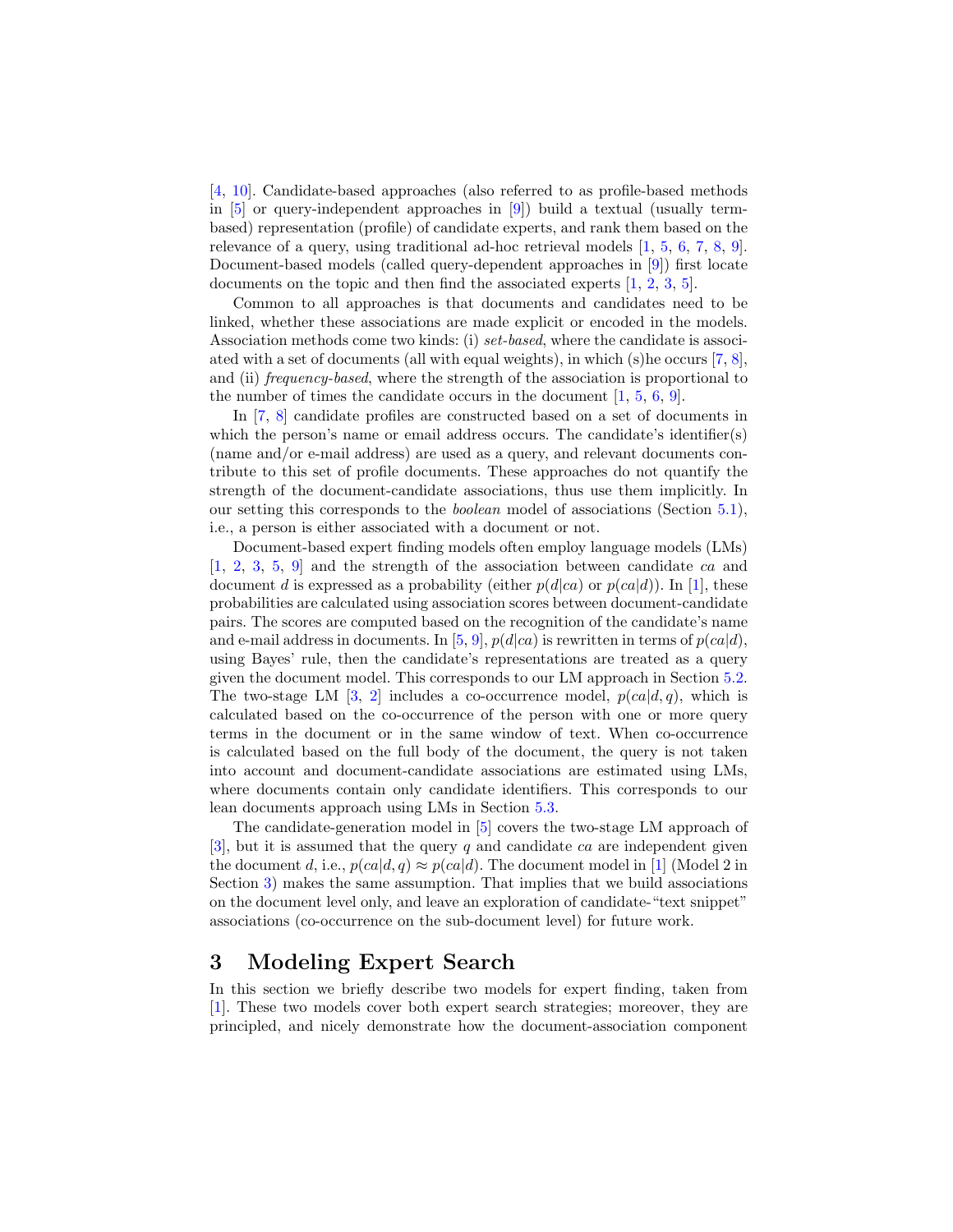[4, 10]. Candidate-based approaches (also referred to as profile-based methods in [5] or query-independent approaches in [9]) build a textual (usually term-based) representation (profile) of candidate experts, and rank them based on the relevance of a query, using traditional ad-hoc retrieval models [1, 5, 6, 7, 8, 9]. Document-based models (called query-dependent approaches in [9]) first locate documents on the topic and then find the associated experts [1, 2, 3, 5].

Common to all approaches is that documents and candidates need to be linked, whether these associations are made explicit or encoded in the models. Association methods come two kinds: (i) *set-based*, where the candidate is associated with a set of documents (all with equal weights), in which (s)he occurs [7, 8], and (ii) *frequency-based*, where the strength of the association is proportional to the number of times the candidate occurs in the document [1, 5, 6, 9].

In [7, 8] candidate profiles are constructed based on a set of documents in which the person's name or email address occurs. The candidate's identifier(s) (name and/or e-mail address) are used as a query, and relevant documents contribute to this set of profile documents. These approaches do not quantify the strength of the document-candidate associations, thus use them implicitly. In our setting this corresponds to the *boolean* model of associations (Section 5.1), i.e., a person is either associated with a document or not.

Document-based expert finding models often employ language models (LMs) [1, 2, 3, 5, 9] and the strength of the association between candidate $ca$ and document $d$ is expressed as a probability (either $p(d|ca)$ or $p(ca|d)$). In [1], these probabilities are calculated using association scores between document-candidate pairs. The scores are computed based on the recognition of the candidate's name and e-mail address in documents. In [5, 9], $p(d|ca)$ is rewritten in terms of $p(ca|d)$, using Bayes' rule, then the candidate's representations are treated as a query given the document model. This corresponds to our LM approach in Section 5.2. The two-stage LM [3, 2] includes a co-occurrence model, $p(ca|d, q)$, which is calculated based on the co-occurrence of the person with one or more query terms in the document or in the same window of text. When co-occurrence is calculated based on the full body of the document, the query is not taken into account and document-candidate associations are estimated using LMs, where documents contain only candidate identifiers. This corresponds to our lean documents approach using LMs in Section 5.3.

The candidate-generation model in [5] covers the two-stage LM approach of [3], but it is assumed that the query $q$ and candidate $ca$ are independent given the document $d$, i.e., $p(ca|d, q) \approx p(ca|d)$. The document model in [1] (Model 2 in Section 3) makes the same assumption. That implies that we build associations on the document level only, and leave an exploration of candidate-"text snippet" associations (co-occurrence on the sub-document level) for future work.

# 3 Modeling Expert Search

In this section we briefly describe two models for expert finding, taken from [1]. These two models cover both expert search strategies; moreover, they are principled, and nicely demonstrate how the document-association component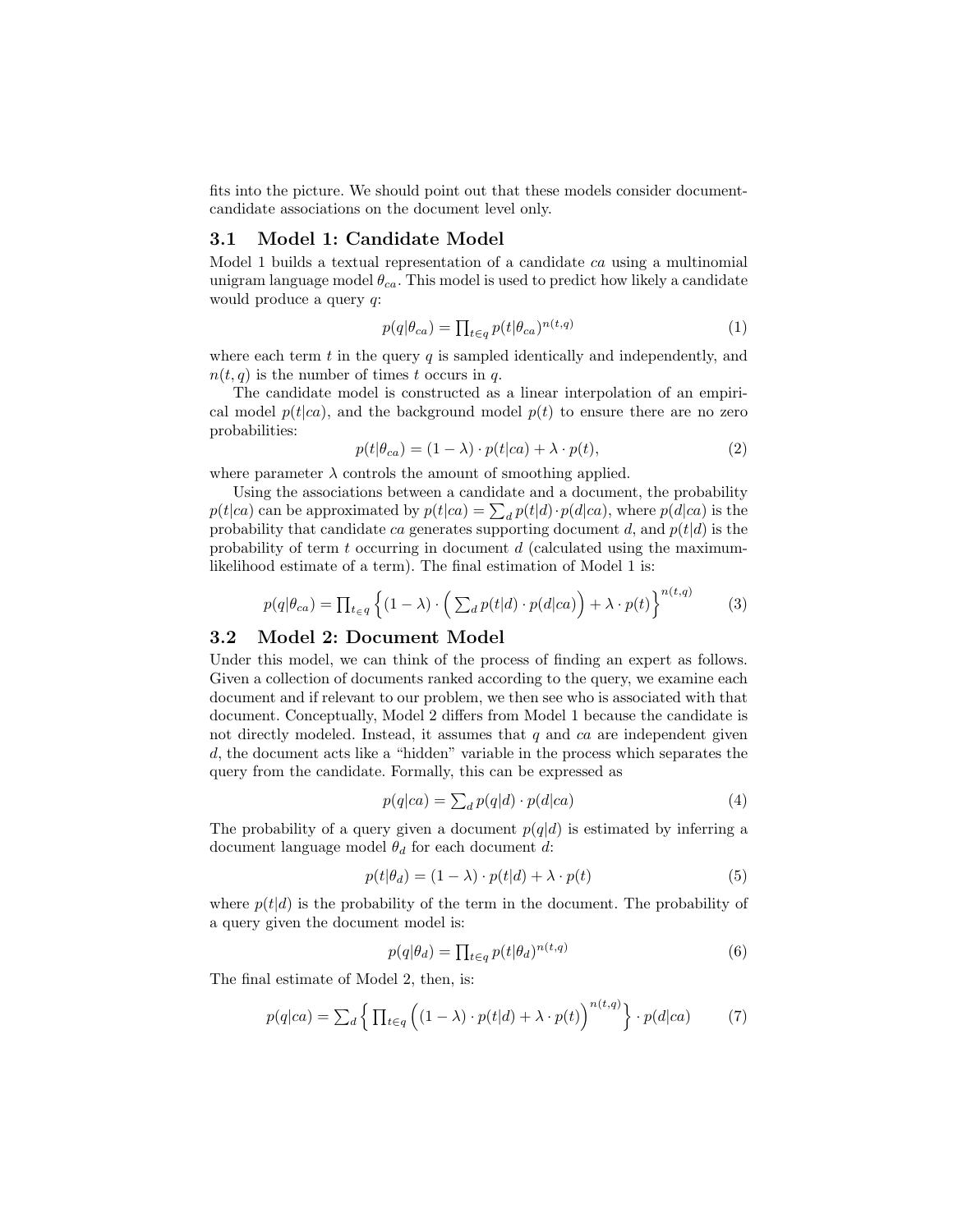fits into the picture. We should point out that these models consider document-candidate associations on the document level only.

### 3.1 Model 1: Candidate Model

Model 1 builds a textual representation of a candidate $ca$ using a multinomial unigram language model $\theta_{ca}$. This model is used to predict how likely a candidate would produce a query $q$:

$$p(q|\theta_{ca}) = \prod_{t \in q} p(t|\theta_{ca})^{n(t,q)} \tag{1}$$

where each term $t$ in the query $q$ is sampled identically and independently, and $n(t, q)$ is the number of times $t$ occurs in $q$.

The candidate model is constructed as a linear interpolation of an empirical model $p(t|ca)$, and the background model $p(t)$ to ensure there are no zero probabilities:

$$p(t|\theta_{ca}) = (1 - \lambda) \cdot p(t|ca) + \lambda \cdot p(t), \tag{2}$$

where parameter $\lambda$ controls the amount of smoothing applied.

Using the associations between a candidate and a document, the probability $p(t|ca)$ can be approximated by $p(t|ca) = \sum_d p(t|d) \cdot p(d|ca)$, where $p(d|ca)$ is the probability that candidate $ca$ generates supporting document $d$, and $p(t|d)$ is the probability of term $t$ occurring in document $d$ (calculated using the maximum-likelihood estimate of a term). The final estimation of Model 1 is:

$$p(q|\theta_{ca}) = \prod_{t \in q} \left\{ (1 - \lambda) \cdot \left( \sum_d p(t|d) \cdot p(d|ca) \right) + \lambda \cdot p(t) \right\}^{n(t,q)} \tag{3}$$

### 3.2 Model 2: Document Model

Under this model, we can think of the process of finding an expert as follows. Given a collection of documents ranked according to the query, we examine each document and if relevant to our problem, we then see who is associated with that document. Conceptually, Model 2 differs from Model 1 because the candidate is not directly modeled. Instead, it assumes that $q$ and $ca$ are independent given $d$, the document acts like a "hidden" variable in the process which separates the query from the candidate. Formally, this can be expressed as

$$p(q|ca) = \sum_d p(q|d) \cdot p(d|ca) \tag{4}$$

The probability of a query given a document $p(q|d)$ is estimated by inferring a document language model $\theta_d$ for each document $d$:

$$p(t|\theta_d) = (1 - \lambda) \cdot p(t|d) + \lambda \cdot p(t) \tag{5}$$

where $p(t|d)$ is the probability of the term in the document. The probability of a query given the document model is:

$$p(q|\theta_d) = \prod_{t \in q} p(t|\theta_d)^{n(t,q)} \tag{6}$$

The final estimate of Model 2, then, is:

$$p(q|ca) = \sum_d \left\{ \prod_{t \in q} \left( (1 - \lambda) \cdot p(t|d) + \lambda \cdot p(t) \right)^{n(t,q)} \right\} \cdot p(d|ca) \tag{7}$$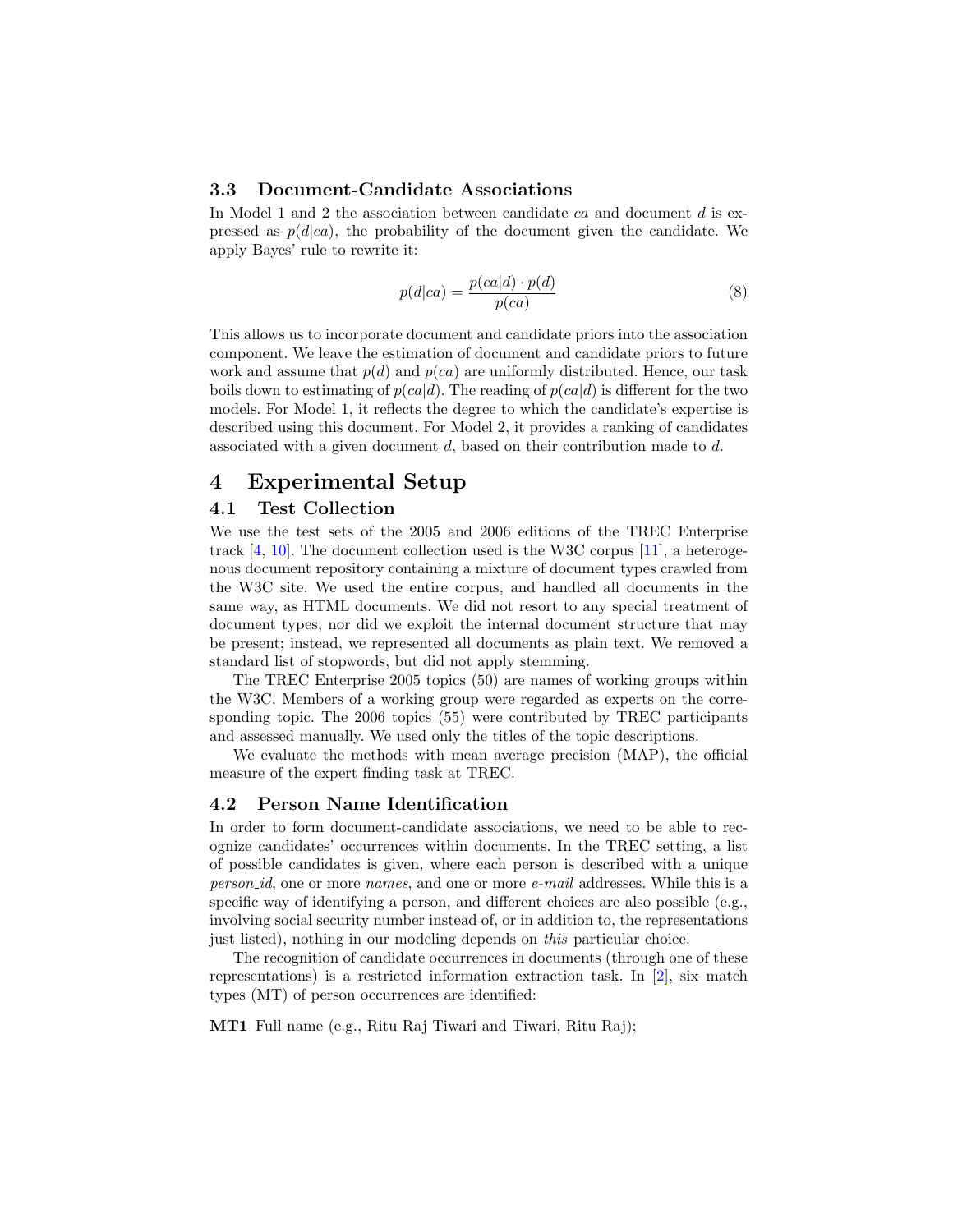### 3.3 Document-Candidate Associations

In Model 1 and 2 the association between candidate $ca$ and document $d$ is expressed as $p(d|ca)$, the probability of the document given the candidate. We apply Bayes' rule to rewrite it:

$$p(d|ca) = \frac{p(ca|d) \cdot p(d)}{p(ca)} \tag{8}$$

This allows us to incorporate document and candidate priors into the association component. We leave the estimation of document and candidate priors to future work and assume that $p(d)$ and $p(ca)$ are uniformly distributed. Hence, our task boils down to estimating of $p(ca|d)$. The reading of $p(ca|d)$ is different for the two models. For Model 1, it reflects the degree to which the candidate's expertise is described using this document. For Model 2, it provides a ranking of candidates associated with a given document $d$, based on their contribution made to $d$.

## 4 Experimental Setup

### 4.1 Test Collection

We use the test sets of the 2005 and 2006 editions of the TREC Enterprise track [4, 10]. The document collection used is the W3C corpus [11], a heterogenous document repository containing a mixture of document types crawled from the W3C site. We used the entire corpus, and handled all documents in the same way, as HTML documents. We did not resort to any special treatment of document types, nor did we exploit the internal document structure that may be present; instead, we represented all documents as plain text. We removed a standard list of stopwords, but did not apply stemming.

The TREC Enterprise 2005 topics (50) are names of working groups within the W3C. Members of a working group were regarded as experts on the corresponding topic. The 2006 topics (55) were contributed by TREC participants and assessed manually. We used only the titles of the topic descriptions.

We evaluate the methods with mean average precision (MAP), the official measure of the expert finding task at TREC.

### 4.2 Person Name Identification

In order to form document-candidate associations, we need to be able to recognize candidates' occurrences within documents. In the TREC setting, a list of possible candidates is given, where each person is described with a unique *person_id*, one or more *names*, and one or more *e-mail* addresses. While this is a specific way of identifying a person, and different choices are also possible (e.g., involving social security number instead of, or in addition to, the representations just listed), nothing in our modeling depends on *this* particular choice.

The recognition of candidate occurrences in documents (through one of these representations) is a restricted information extraction task. In [2], six match types (MT) of person occurrences are identified:

**MT1** Full name (e.g., Ritu Raj Tiwari and Tiwari, Ritu Raj);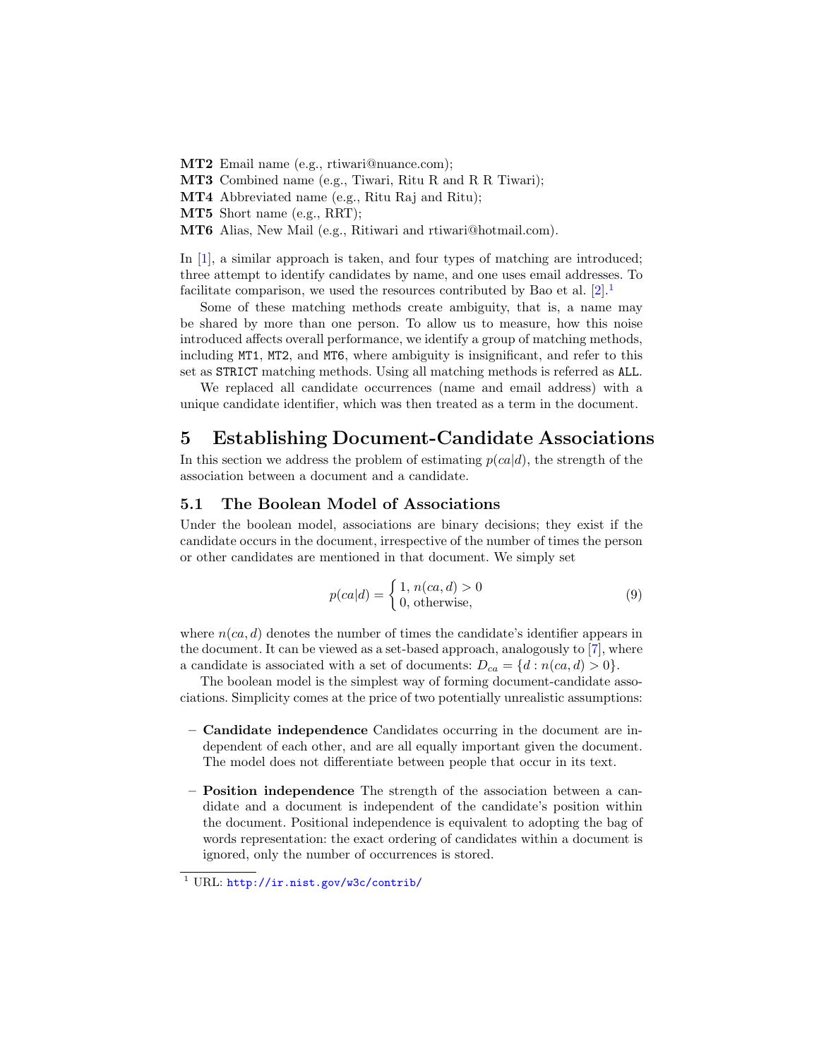**MT2** Email name (e.g., rtiwari@nuance.com);
**MT3** Combined name (e.g., Tiwari, Ritu R and R R Tiwari);
**MT4** Abbreviated name (e.g., Ritu Raj and Ritu);
**MT5** Short name (e.g., RRT);
**MT6** Alias, New Mail (e.g., Ritiwari and rtiwari@hotmail.com).

In [1], a similar approach is taken, and four types of matching are introduced; three attempt to identify candidates by name, and one uses email addresses. To facilitate comparison, we used the resources contributed by Bao et al. [2].[1]

Some of these matching methods create ambiguity, that is, a name may be shared by more than one person. To allow us to measure, how this noise introduced affects overall performance, we identify a group of matching methods, including `MT1`, `MT2`, and `MT6`, where ambiguity is insignificant, and refer to this set as `STRICT` matching methods. Using all matching methods is referred as `ALL`.

We replaced all candidate occurrences (name and email address) with a unique candidate identifier, which was then treated as a term in the document.

# 5 Establishing Document-Candidate Associations

In this section we address the problem of estimating $p(ca|d)$, the strength of the association between a document and a candidate.

## 5.1 The Boolean Model of Associations

Under the boolean model, associations are binary decisions; they exist if the candidate occurs in the document, irrespective of the number of times the person or other candidates are mentioned in that document. We simply set

$$p(ca|d) = \begin{cases} 1, \, n(ca,d) > 0 \\ 0, \, \text{otherwise}, \end{cases} \tag{9}$$

where $n(ca, d)$ denotes the number of times the candidate's identifier appears in the document. It can be viewed as a set-based approach, analogously to [7], where a candidate is associated with a set of documents: $D_{ca} = \{d : n(ca, d) > 0\}$.

The boolean model is the simplest way of forming document-candidate associations. Simplicity comes at the price of two potentially unrealistic assumptions:

- **Candidate independence** Candidates occurring in the document are independent of each other, and are all equally important given the document. The model does not differentiate between people that occur in its text.
- **Position independence** The strength of the association between a candidate and a document is independent of the candidate's position within the document. Positional independence is equivalent to adopting the bag of words representation: the exact ordering of candidates within a document is ignored, only the number of occurrences is stored.

[1] URL: http://ir.nist.gov/w3c/contrib/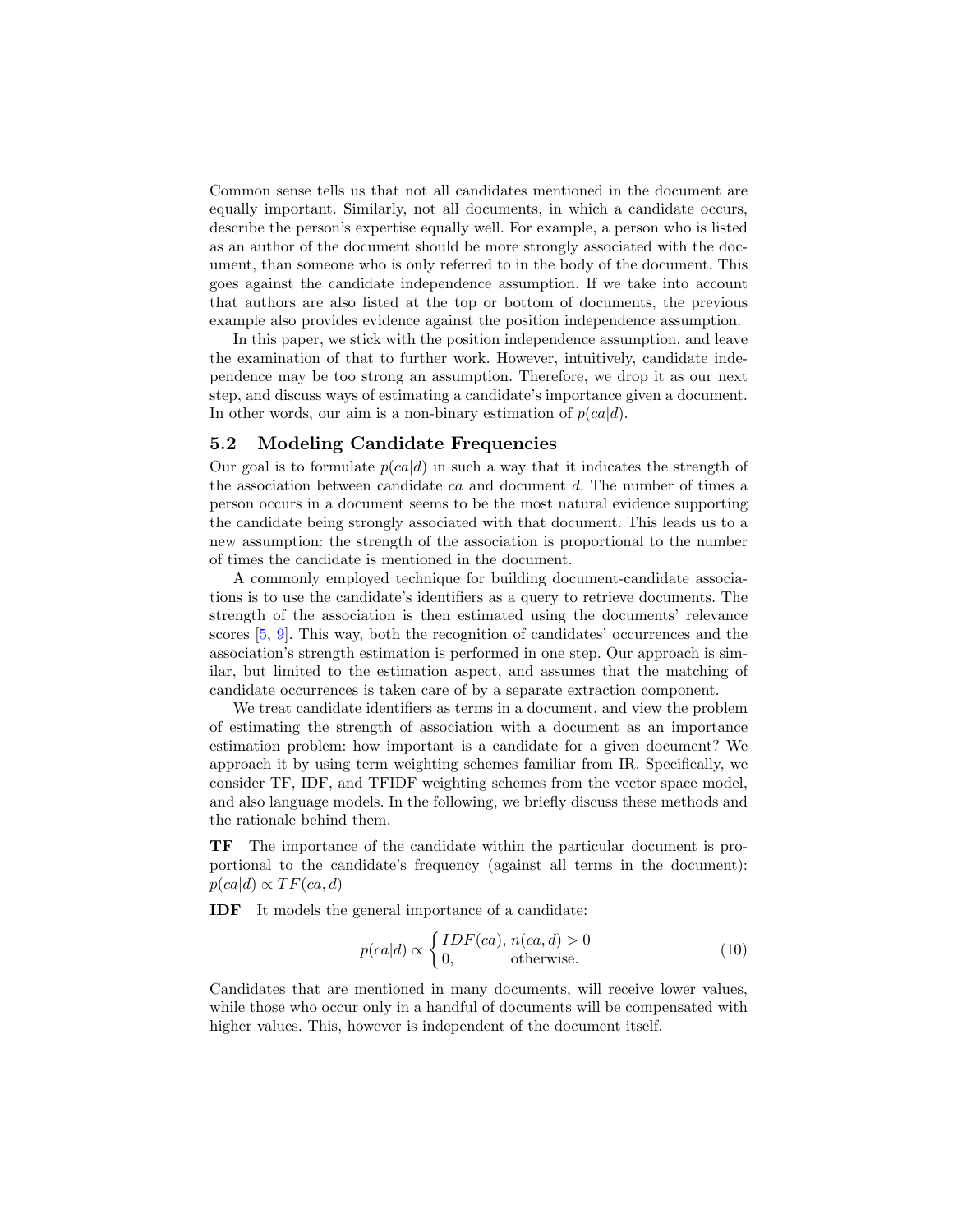Common sense tells us that not all candidates mentioned in the document are equally important. Similarly, not all documents, in which a candidate occurs, describe the person's expertise equally well. For example, a person who is listed as an author of the document should be more strongly associated with the document, than someone who is only referred to in the body of the document. This goes against the candidate independence assumption. If we take into account that authors are also listed at the top or bottom of documents, the previous example also provides evidence against the position independence assumption.

In this paper, we stick with the position independence assumption, and leave the examination of that to further work. However, intuitively, candidate independence may be too strong an assumption. Therefore, we drop it as our next step, and discuss ways of estimating a candidate's importance given a document. In other words, our aim is a non-binary estimation of $p(ca|d)$.

### 5.2 Modeling Candidate Frequencies

Our goal is to formulate $p(ca|d)$ in such a way that it indicates the strength of the association between candidate $ca$ and document $d$. The number of times a person occurs in a document seems to be the most natural evidence supporting the candidate being strongly associated with that document. This leads us to a new assumption: the strength of the association is proportional to the number of times the candidate is mentioned in the document.

A commonly employed technique for building document-candidate associations is to use the candidate's identifiers as a query to retrieve documents. The strength of the association is then estimated using the documents' relevance scores [5, 9]. This way, both the recognition of candidates' occurrences and the association's strength estimation is performed in one step. Our approach is similar, but limited to the estimation aspect, and assumes that the matching of candidate occurrences is taken care of by a separate extraction component.

We treat candidate identifiers as terms in a document, and view the problem of estimating the strength of association with a document as an importance estimation problem: how important is a candidate for a given document? We approach it by using term weighting schemes familiar from IR. Specifically, we consider TF, IDF, and TFIDF weighting schemes from the vector space model, and also language models. In the following, we briefly discuss these methods and the rationale behind them.

**TF** The importance of the candidate within the particular document is proportional to the candidate's frequency (against all terms in the document): $p(ca|d) \propto TF(ca, d)$

**IDF** It models the general importance of a candidate:

$$p(ca|d) \propto \begin{cases} IDF(ca), n(ca, d) > 0 \\ 0, \qquad\qquad \text{otherwise.} \end{cases} \tag{10}$$

Candidates that are mentioned in many documents, will receive lower values, while those who occur only in a handful of documents will be compensated with higher values. This, however is independent of the document itself.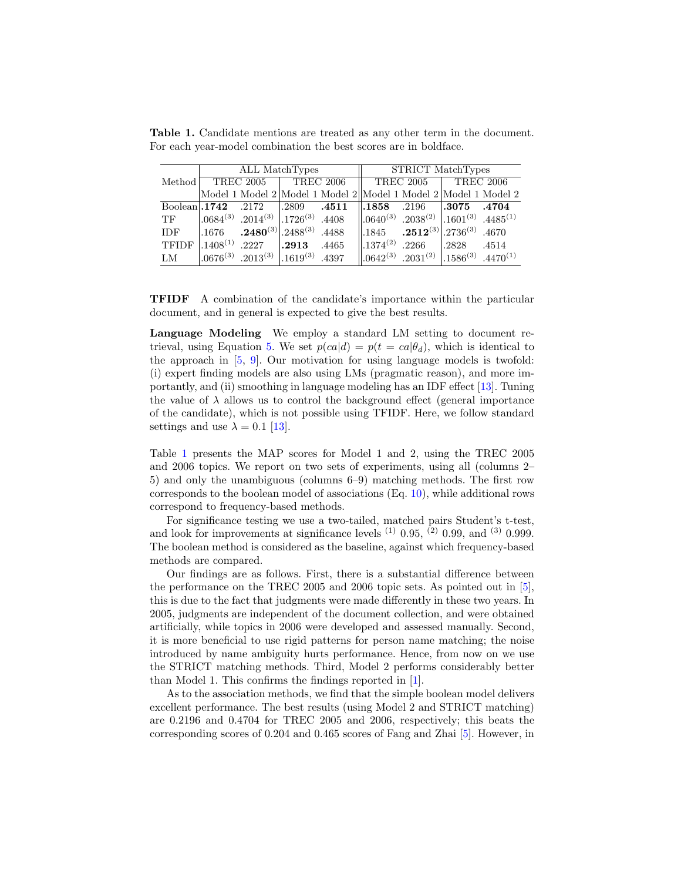**Table 1.** Candidate mentions are treated as any other term in the document. For each year-model combination the best scores are in boldface.

| Method | ALL MatchTypes | | | | STRICT MatchTypes | | | |
|---|---|---|---|---|---|---|---|---|
| | TREC 2005 | | TREC 2006 | | TREC 2005 | | TREC 2006 | |
| | Model 1 | Model 2 | Model 1 | Model 2 | Model 1 | Model 2 | Model 1 | Model 2 |
| Boolean | **.1742** | .2172 | .2809 | **.4511** | **.1858** | .2196 | **.3075** | **.4704** |
| TF | .0684$^{(3)}$ | .2014$^{(3)}$ | .1726$^{(3)}$ | .4408 | .0640$^{(3)}$ | .2038$^{(2)}$ | .1601$^{(3)}$ | .4485$^{(1)}$ |
| IDF | .1676 | **.2480**$^{(3)}$ | .2488$^{(3)}$ | .4488 | .1845 | **.2512**$^{(3)}$ | .2736$^{(3)}$ | .4670 |
| TFIDF | .1408$^{(1)}$ | .2227 | **.2913** | .4465 | .1374$^{(2)}$ | .2266 | .2828 | .4514 |
| LM | .0676$^{(3)}$ | .2013$^{(3)}$ | .1619$^{(3)}$ | .4397 | .0642$^{(3)}$ | .2031$^{(2)}$ | .1586$^{(3)}$ | .4470$^{(1)}$ |

**TFIDF** A combination of the candidate's importance within the particular document, and in general is expected to give the best results.

**Language Modeling** We employ a standard LM setting to document retrieval, using Equation 5. We set $p(ca|d) = p(t = ca|\theta_d)$, which is identical to the approach in [5, 9]. Our motivation for using language models is twofold: (i) expert finding models are also using LMs (pragmatic reason), and more importantly, and (ii) smoothing in language modeling has an IDF effect [13]. Tuning the value of $\lambda$ allows us to control the background effect (general importance of the candidate), which is not possible using TFIDF. Here, we follow standard settings and use $\lambda = 0.1$ [13].

Table 1 presents the MAP scores for Model 1 and 2, using the TREC 2005 and 2006 topics. We report on two sets of experiments, using all (columns 2–5) and only the unambiguous (columns 6–9) matching methods. The first row corresponds to the boolean model of associations (Eq. 10), while additional rows correspond to frequency-based methods.

For significance testing we use a two-tailed, matched pairs Student's t-test, and look for improvements at significance levels $^{(1)}$ 0.95, $^{(2)}$ 0.99, and $^{(3)}$ 0.999. The boolean method is considered as the baseline, against which frequency-based methods are compared.

Our findings are as follows. First, there is a substantial difference between the performance on the TREC 2005 and 2006 topic sets. As pointed out in [5], this is due to the fact that judgments were made differently in these two years. In 2005, judgments are independent of the document collection, and were obtained artificially, while topics in 2006 were developed and assessed manually. Second, it is more beneficial to use rigid patterns for person name matching; the noise introduced by name ambiguity hurts performance. Hence, from now on we use the STRICT matching methods. Third, Model 2 performs considerably better than Model 1. This confirms the findings reported in [1].

As to the association methods, we find that the simple boolean model delivers excellent performance. The best results (using Model 2 and STRICT matching) are 0.2196 and 0.4704 for TREC 2005 and 2006, respectively; this beats the corresponding scores of 0.204 and 0.465 scores of Fang and Zhai [5]. However, in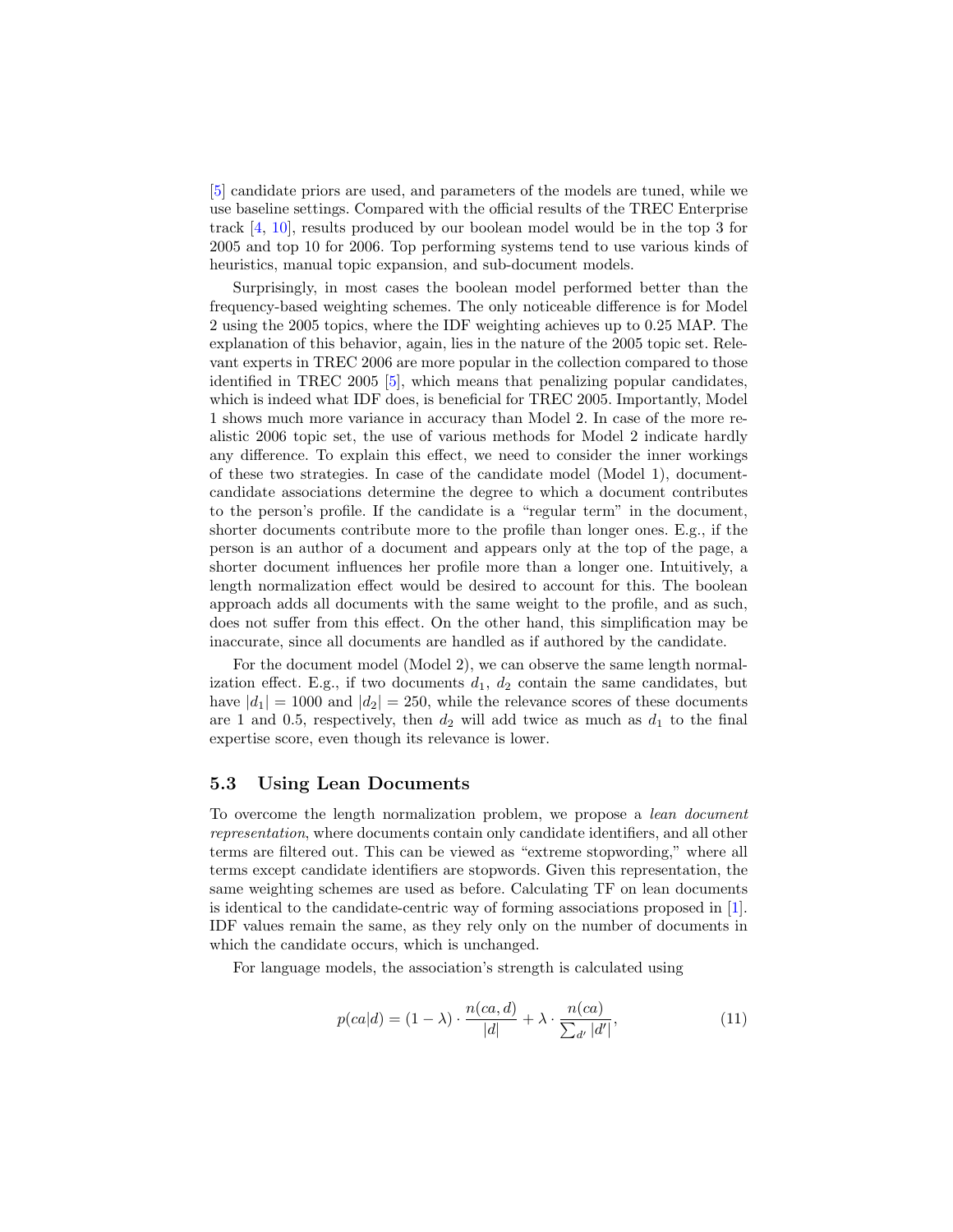[5] candidate priors are used, and parameters of the models are tuned, while we use baseline settings. Compared with the official results of the TREC Enterprise track [4, 10], results produced by our boolean model would be in the top 3 for 2005 and top 10 for 2006. Top performing systems tend to use various kinds of heuristics, manual topic expansion, and sub-document models.

Surprisingly, in most cases the boolean model performed better than the frequency-based weighting schemes. The only noticeable difference is for Model 2 using the 2005 topics, where the IDF weighting achieves up to 0.25 MAP. The explanation of this behavior, again, lies in the nature of the 2005 topic set. Relevant experts in TREC 2006 are more popular in the collection compared to those identified in TREC 2005 [5], which means that penalizing popular candidates, which is indeed what IDF does, is beneficial for TREC 2005. Importantly, Model 1 shows much more variance in accuracy than Model 2. In case of the more realistic 2006 topic set, the use of various methods for Model 2 indicate hardly any difference. To explain this effect, we need to consider the inner workings of these two strategies. In case of the candidate model (Model 1), document-candidate associations determine the degree to which a document contributes to the person's profile. If the candidate is a "regular term" in the document, shorter documents contribute more to the profile than longer ones. E.g., if the person is an author of a document and appears only at the top of the page, a shorter document influences her profile more than a longer one. Intuitively, a length normalization effect would be desired to account for this. The boolean approach adds all documents with the same weight to the profile, and as such, does not suffer from this effect. On the other hand, this simplification may be inaccurate, since all documents are handled as if authored by the candidate.

For the document model (Model 2), we can observe the same length normalization effect. E.g., if two documents $d_1$, $d_2$ contain the same candidates, but have $|d_1| = 1000$ and $|d_2| = 250$, while the relevance scores of these documents are 1 and 0.5, respectively, then $d_2$ will add twice as much as $d_1$ to the final expertise score, even though its relevance is lower.

### 5.3 Using Lean Documents

To overcome the length normalization problem, we propose a *lean document representation*, where documents contain only candidate identifiers, and all other terms are filtered out. This can be viewed as "extreme stopwording," where all terms except candidate identifiers are stopwords. Given this representation, the same weighting schemes are used as before. Calculating TF on lean documents is identical to the candidate-centric way of forming associations proposed in [1]. IDF values remain the same, as they rely only on the number of documents in which the candidate occurs, which is unchanged.

For language models, the association's strength is calculated using

$$p(ca|d) = (1 - \lambda) \cdot \frac{n(ca, d)}{|d|} + \lambda \cdot \frac{n(ca)}{\sum_{d'} |d'|}, \tag{11}$$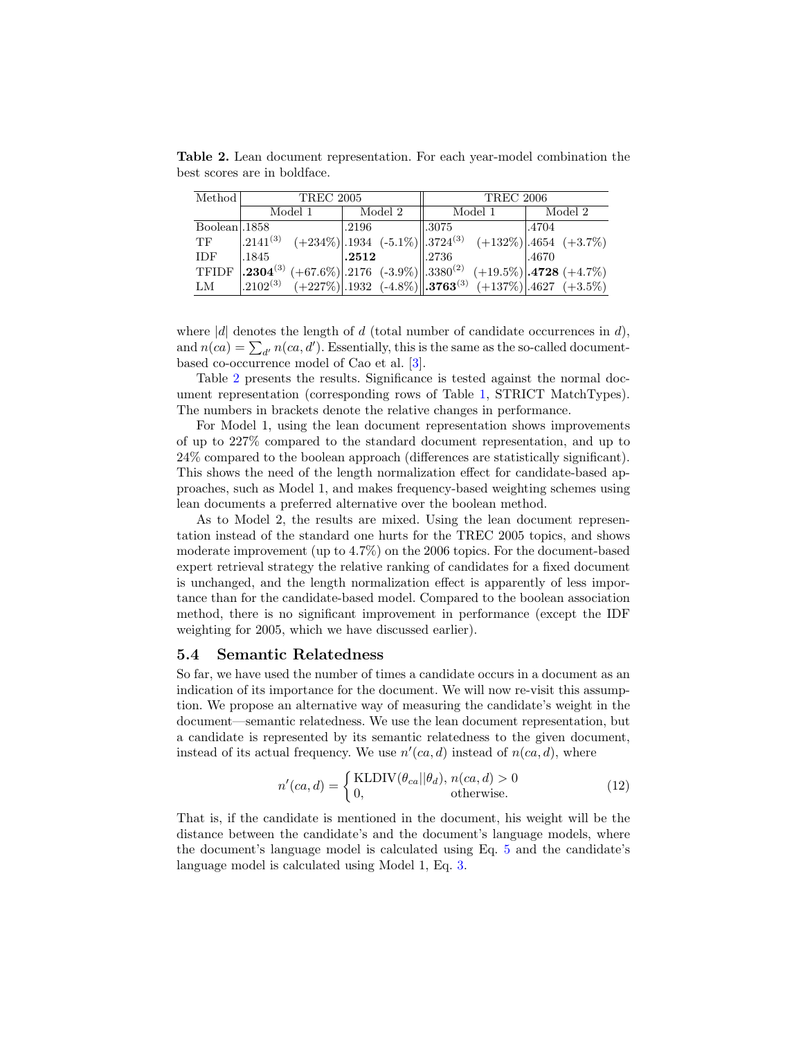**Table 2.** Lean document representation. For each year-model combination the best scores are in boldface.

| Method | TREC 2005 | | | | TREC 2006 | | | |
|---|---|---|---|---|---|---|---|---|
| | Model 1 | | Model 2 | | Model 1 | | Model 2 | |
| Boolean | .1858 | | .2196 | | .3075 | | .4704 | |
| TF | .2141$^{(3)}$ | (+234%) | .1934 | (-5.1%) | .3724$^{(3)}$ | (+132%) | .4654 | (+3.7%) |
| IDF | .1845 | | **.2512** | | .2736 | | .4670 | |
| TFIDF | **.2304**$^{(3)}$ | (+67.6%) | .2176 | (-3.9%) | .3380$^{(2)}$ | (+19.5%) | **.4728** | (+4.7%) |
| LM | .2102$^{(3)}$ | (+227%) | .1932 | (-4.8%) | **.3763**$^{(3)}$ | (+137%) | .4627 | (+3.5%) |

where $|d|$ denotes the length of $d$ (total number of candidate occurrences in $d$), and $n(ca) = \sum_{d'} n(ca, d')$. Essentially, this is the same as the so-called document-based co-occurrence model of Cao et al. [3].

Table 2 presents the results. Significance is tested against the normal document representation (corresponding rows of Table 1, STRICT MatchTypes). The numbers in brackets denote the relative changes in performance.

For Model 1, using the lean document representation shows improvements of up to 227% compared to the standard document representation, and up to 24% compared to the boolean approach (differences are statistically significant). This shows the need of the length normalization effect for candidate-based approaches, such as Model 1, and makes frequency-based weighting schemes using lean documents a preferred alternative over the boolean method.

As to Model 2, the results are mixed. Using the lean document representation instead of the standard one hurts for the TREC 2005 topics, and shows moderate improvement (up to 4.7%) on the 2006 topics. For the document-based expert retrieval strategy the relative ranking of candidates for a fixed document is unchanged, and the length normalization effect is apparently of less importance than for the candidate-based model. Compared to the boolean association method, there is no significant improvement in performance (except the IDF weighting for 2005, which we have discussed earlier).

### 5.4 Semantic Relatedness

So far, we have used the number of times a candidate occurs in a document as an indication of its importance for the document. We will now re-visit this assumption. We propose an alternative way of measuring the candidate's weight in the document—semantic relatedness. We use the lean document representation, but a candidate is represented by its semantic relatedness to the given document, instead of its actual frequency. We use $n'(ca, d)$ instead of $n(ca, d)$, where

$$n'(ca, d) = \begin{cases} \text{KLDIV}(\theta_{ca} || \theta_d), & n(ca, d) > 0 \\ 0, & \text{otherwise.} \end{cases} \quad (12)$$

That is, if the candidate is mentioned in the document, his weight will be the distance between the candidate's and the document's language models, where the document's language model is calculated using Eq. 5 and the candidate's language model is calculated using Model 1, Eq. 3.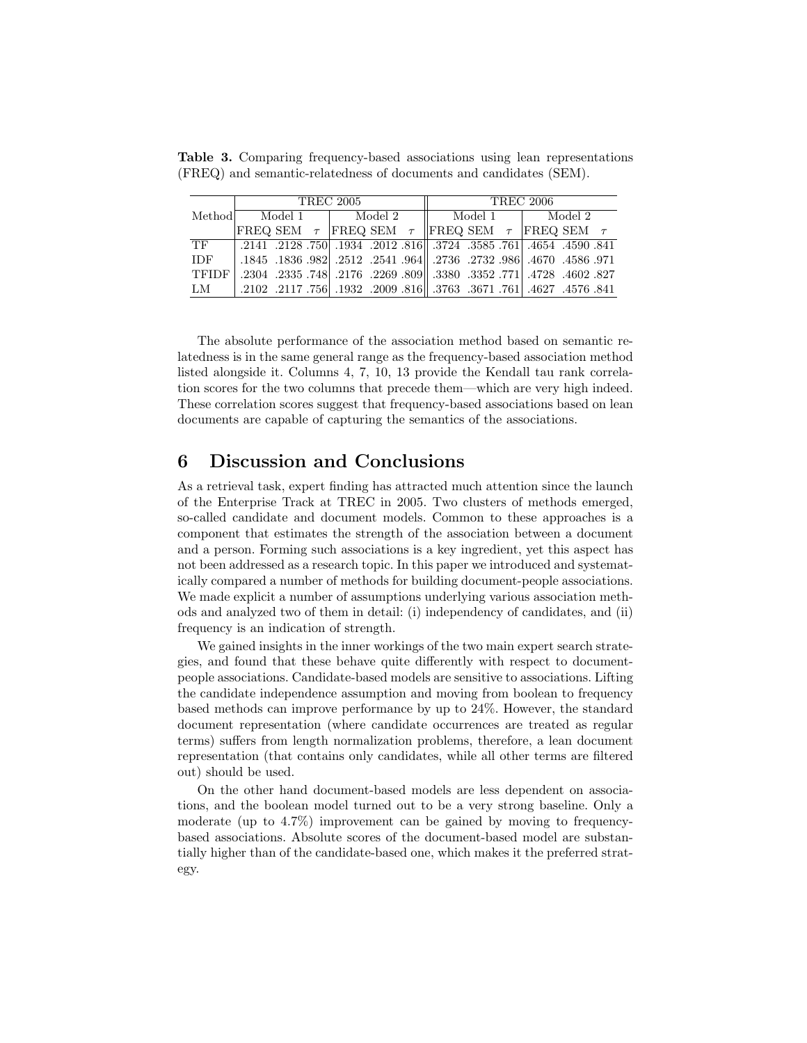**Table 3.** Comparing frequency-based associations using lean representations (FREQ) and semantic-relatedness of documents and candidates (SEM).

| Method | TREC 2005 | | | | | | TREC 2006 | | | | | |
|---|---|---|---|---|---|---|---|---|---|---|---|---|
| | Model 1 | | | Model 2 | | | Model 1 | | | Model 2 | | |
| | FREQ | SEM | $\tau$ | FREQ | SEM | $\tau$ | FREQ | SEM | $\tau$ | FREQ | SEM | $\tau$ |
| TF | .2141 | .2128 | .750 | .1934 | .2012 | .816 | .3724 | .3585 | .761 | .4654 | .4590 | .841 |
| IDF | .1845 | .1836 | .982 | .2512 | .2541 | .964 | .2736 | .2732 | .986 | .4670 | .4586 | .971 |
| TFIDF | .2304 | .2335 | .748 | .2176 | .2269 | .809 | .3380 | .3352 | .771 | .4728 | .4602 | .827 |
| LM | .2102 | .2117 | .756 | .1932 | .2009 | .816 | .3763 | .3671 | .761 | .4627 | .4576 | .841 |

The absolute performance of the association method based on semantic relatedness is in the same general range as the frequency-based association method listed alongside it. Columns 4, 7, 10, 13 provide the Kendall tau rank correlation scores for the two columns that precede them—which are very high indeed. These correlation scores suggest that frequency-based associations based on lean documents are capable of capturing the semantics of the associations.

# 6 Discussion and Conclusions

As a retrieval task, expert finding has attracted much attention since the launch of the Enterprise Track at TREC in 2005. Two clusters of methods emerged, so-called candidate and document models. Common to these approaches is a component that estimates the strength of the association between a document and a person. Forming such associations is a key ingredient, yet this aspect has not been addressed as a research topic. In this paper we introduced and systematically compared a number of methods for building document-people associations. We made explicit a number of assumptions underlying various association methods and analyzed two of them in detail: (i) independency of candidates, and (ii) frequency is an indication of strength.

We gained insights in the inner workings of the two main expert search strategies, and found that these behave quite differently with respect to document-people associations. Candidate-based models are sensitive to associations. Lifting the candidate independence assumption and moving from boolean to frequency based methods can improve performance by up to 24%. However, the standard document representation (where candidate occurrences are treated as regular terms) suffers from length normalization problems, therefore, a lean document representation (that contains only candidates, while all other terms are filtered out) should be used.

On the other hand document-based models are less dependent on associations, and the boolean model turned out to be a very strong baseline. Only a moderate (up to 4.7%) improvement can be gained by moving to frequency-based associations. Absolute scores of the document-based model are substantially higher than of the candidate-based one, which makes it the preferred strategy.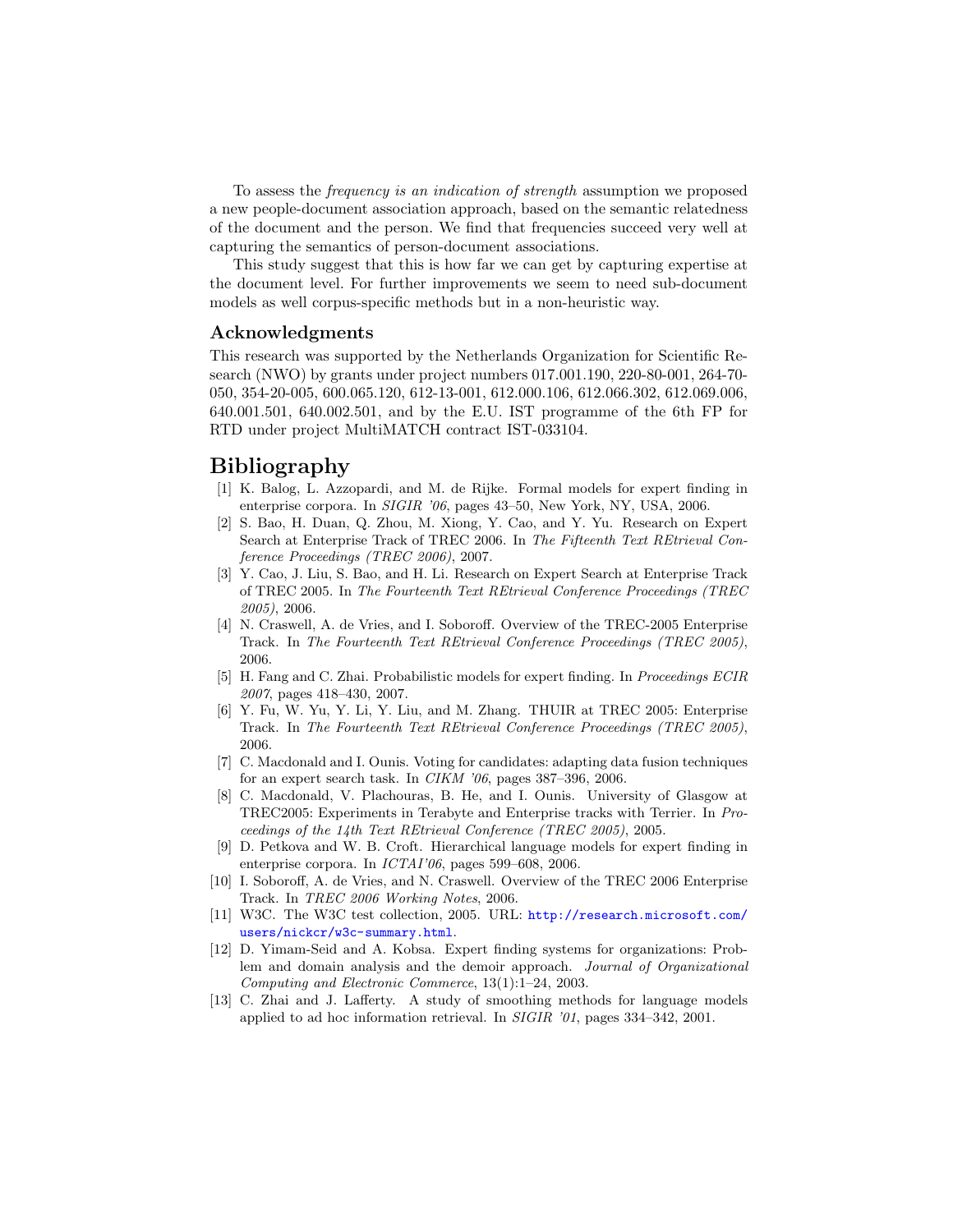To assess the *frequency is an indication of strength* assumption we proposed a new people-document association approach, based on the semantic relatedness of the document and the person. We find that frequencies succeed very well at capturing the semantics of person-document associations.

This study suggest that this is how far we can get by capturing expertise at the document level. For further improvements we seem to need sub-document models as well corpus-specific methods but in a non-heuristic way.

### Acknowledgments

This research was supported by the Netherlands Organization for Scientific Research (NWO) by grants under project numbers 017.001.190, 220-80-001, 264-70-050, 354-20-005, 600.065.120, 612-13-001, 612.000.106, 612.066.302, 612.069.006, 640.001.501, 640.002.501, and by the E.U. IST programme of the 6th FP for RTD under project MultiMATCH contract IST-033104.

## Bibliography

[1] K. Balog, L. Azzopardi, and M. de Rijke. Formal models for expert finding in enterprise corpora. In *SIGIR '06*, pages 43–50, New York, NY, USA, 2006.

[2] S. Bao, H. Duan, Q. Zhou, M. Xiong, Y. Cao, and Y. Yu. Research on Expert Search at Enterprise Track of TREC 2006. In *The Fifteenth Text REtrieval Conference Proceedings (TREC 2006)*, 2007.

[3] Y. Cao, J. Liu, S. Bao, and H. Li. Research on Expert Search at Enterprise Track of TREC 2005. In *The Fourteenth Text REtrieval Conference Proceedings (TREC 2005)*, 2006.

[4] N. Craswell, A. de Vries, and I. Soboroff. Overview of the TREC-2005 Enterprise Track. In *The Fourteenth Text REtrieval Conference Proceedings (TREC 2005)*, 2006.

[5] H. Fang and C. Zhai. Probabilistic models for expert finding. In *Proceedings ECIR 2007*, pages 418–430, 2007.

[6] Y. Fu, W. Yu, Y. Li, Y. Liu, and M. Zhang. THUIR at TREC 2005: Enterprise Track. In *The Fourteenth Text REtrieval Conference Proceedings (TREC 2005)*, 2006.

[7] C. Macdonald and I. Ounis. Voting for candidates: adapting data fusion techniques for an expert search task. In *CIKM '06*, pages 387–396, 2006.

[8] C. Macdonald, V. Plachouras, B. He, and I. Ounis. University of Glasgow at TREC2005: Experiments in Terabyte and Enterprise tracks with Terrier. In *Proceedings of the 14th Text REtrieval Conference (TREC 2005)*, 2005.

[9] D. Petkova and W. B. Croft. Hierarchical language models for expert finding in enterprise corpora. In *ICTAI'06*, pages 599–608, 2006.

[10] I. Soboroff, A. de Vries, and N. Craswell. Overview of the TREC 2006 Enterprise Track. In *TREC 2006 Working Notes*, 2006.

[11] W3C. The W3C test collection, 2005. URL: http://research.microsoft.com/users/nickcr/w3c-summary.html.

[12] D. Yimam-Seid and A. Kobsa. Expert finding systems for organizations: Problem and domain analysis and the demoir approach. *Journal of Organizational Computing and Electronic Commerce*, 13(1):1–24, 2003.

[13] C. Zhai and J. Lafferty. A study of smoothing methods for language models applied to ad hoc information retrieval. In *SIGIR '01*, pages 334–342, 2001.